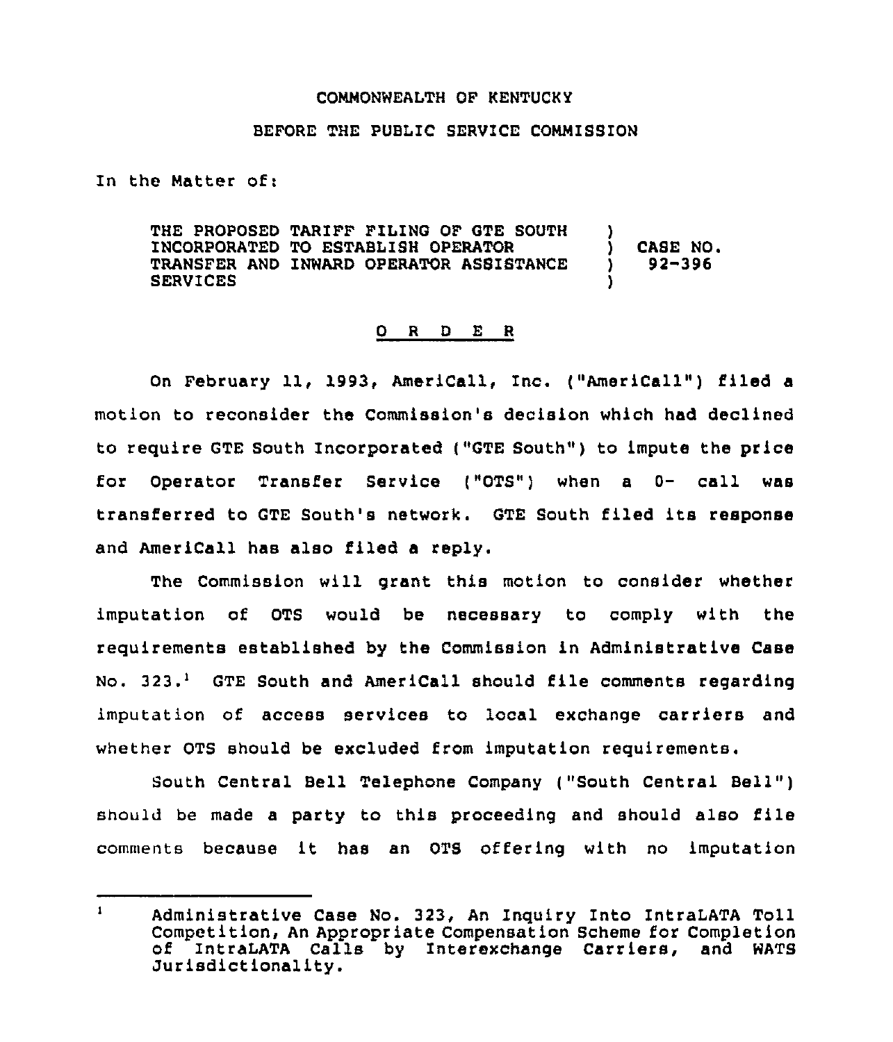COMMONWEALTH OF KENTUCKY

BEFORE THE PUBLIC SERVICE COMMISSION

In the Matter of:

THE PROPOSED TARIFF FILING OF GTE SOUTH INCORPORATED TO ESTABLISH OPERATOR TRANSFER AND INWARD OPERATOR ASSISTANCE SERVICES ) CASE NO. 92-396

# O R D E R

On February 11, 1993, AmeriCall, Inc. ("AmeriCall") filed a motion to reconsider the Commission's decision which had declined to require GTE South Incorporated ("GTE South") to impute the price for Operator Transfer Service ("OTS") when a 0- call was transferred to GTE South's network. GTE South filed its response and AmeriCall has also filed a reply.

The Commission will grant this motion to consider whether imputation of OTS would be necessary to comply with the requirements established by the Commission in Administrative Case No. 323.[1] GTE South and AmeriCall should file comments regarding imputation of access services to local exchange carriers and whether OTS should be excluded from imputation requirements.

South Central Bell Telephone Company ("South Central Bell") should be made a party to this proceeding and should also file comments because it has an OTS offering with no imputation

---

[1] Administrative Case No. 323, An Inquiry Into IntraLATA Toll Competition, An Appropriate Compensation Scheme for Completion of IntraLATA Calls by Interexchange Carriers, and WATS Jurisdictionality.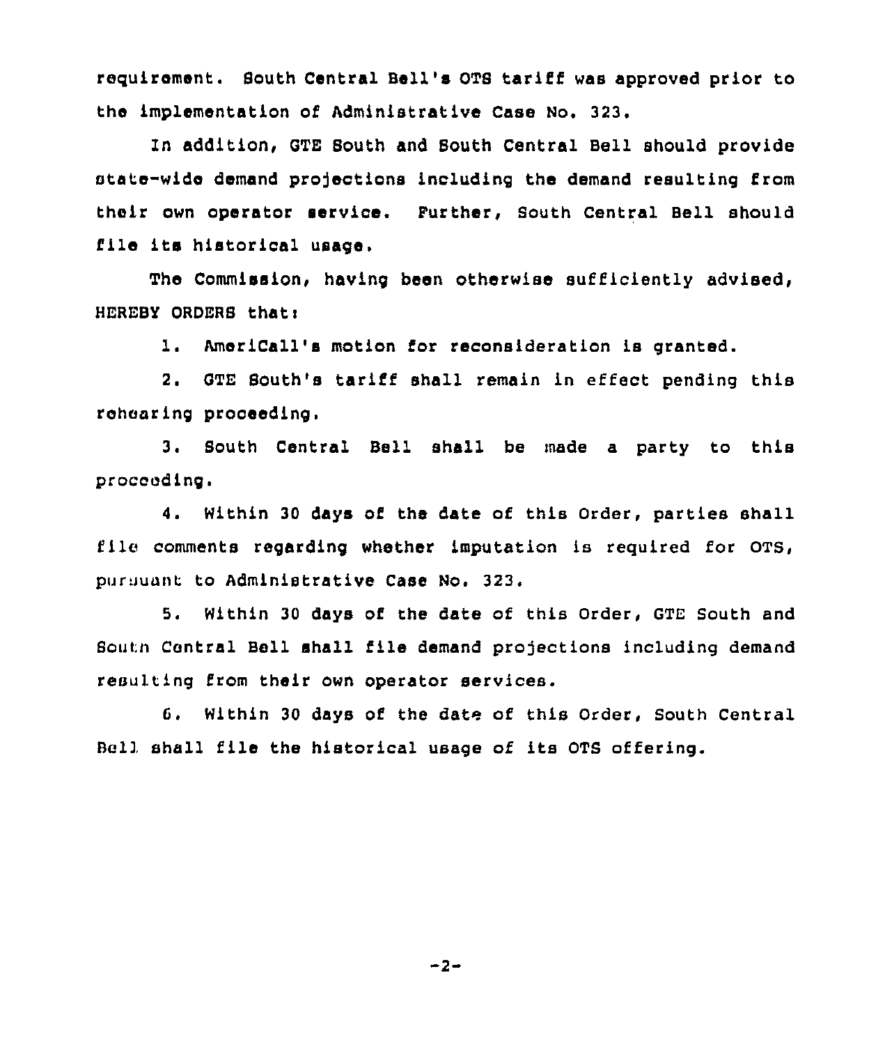requirement. South Central Bell's OTS tariff was approved prior to the implementation of Administrative Case No. 323.

In addition, GTE South and South Central Bell should provide state-wide demand projections including the demand resulting from their own operator service. Further, South Central Bell should file its historical usage.

The Commission, having been otherwise sufficiently advised, HEREBY ORDERS that:

1. AmeriCall's motion for reconsideration is granted.

2. GTE South's tariff shall remain in effect pending this rehearing proceeding.

3. South Central Bell shall be made a party to this proceeding.

4. Within 30 days of the date of this Order, parties shall file comments regarding whether imputation is required for OTS, pursuant to Administrative Case No. 323.

5. Within 30 days of the date of this Order, GTE South and South Central Bell shall file demand projections including demand resulting from their own operator services.

6. Within 30 days of the date of this Order, South Central Bell shall file the historical usage of its OTS offering.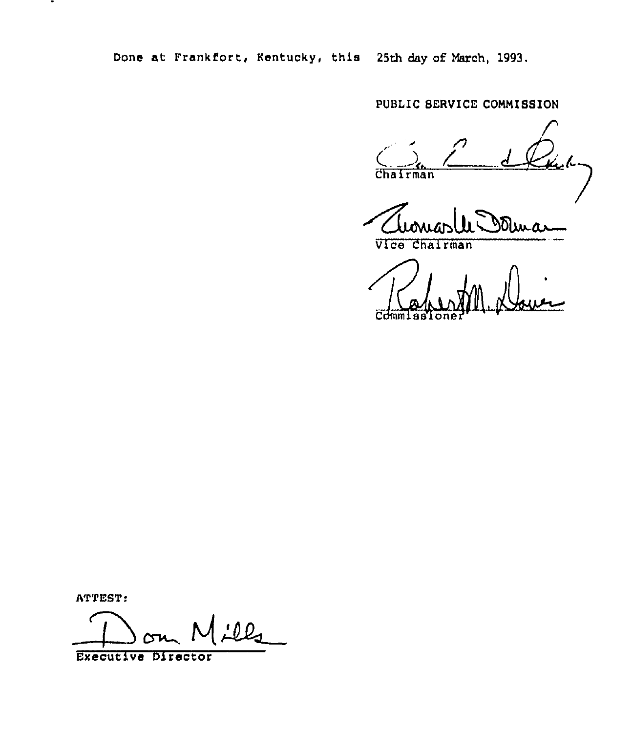Done at Frankfort, Kentucky, this 25th day of March, 1993.

PUBLIC SERVICE COMMISSION

Chairman

Vice Chairman

Commissioner

ATTEST:

Executive Director